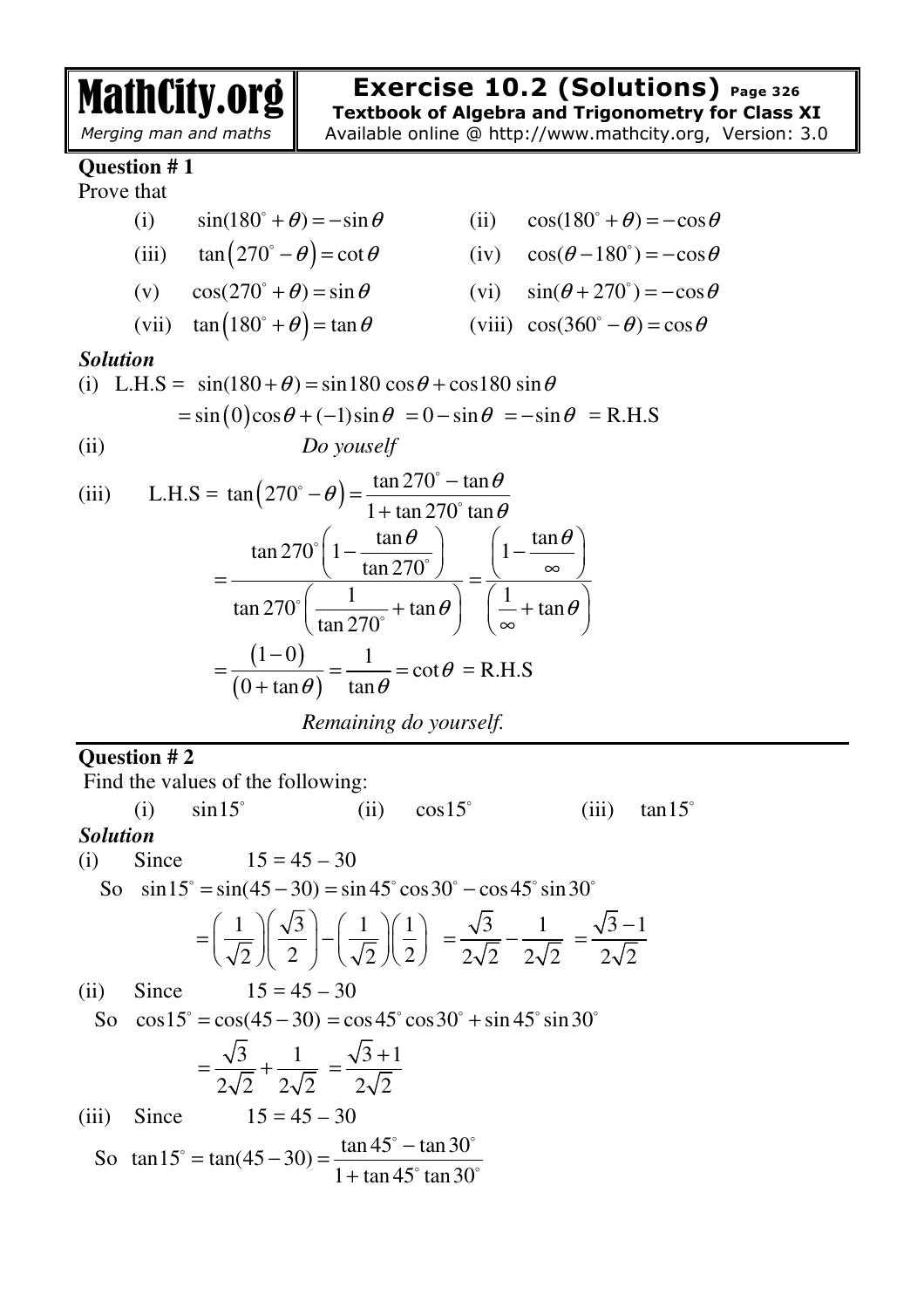MathCity.org
*Merging man and maths*

**Exercise 10.2 (Solutions)** Page 326
**Textbook of Algebra and Trigonometry for Class XI**
Available online @ http://www.mathcity.org, Version: 3.0

**Question # 1**
Prove that

(i) $\sin(180^\circ + \theta) = -\sin\theta$ (ii) $\cos(180^\circ + \theta) = -\cos\theta$

(iii) $\tan\left(270^\circ - \theta\right) = \cot\theta$ (iv) $\cos(\theta - 180^\circ) = -\cos\theta$

(v) $\cos(270^\circ + \theta) = \sin\theta$ (vi) $\sin(\theta + 270^\circ) = -\cos\theta$

(vii) $\tan\left(180^\circ + \theta\right) = \tan\theta$ (viii) $\cos(360^\circ - \theta) = \cos\theta$

***Solution***

(i) L.H.S = $\sin(180 + \theta) = \sin 180\cos\theta + \cos 180\sin\theta$

$$= \sin\left(0\right)\cos\theta + (-1)\sin\theta = 0 - \sin\theta = -\sin\theta = \text{R.H.S}$$

(ii) *Do youself*

(iii) L.H.S = $\tan\left(270^\circ - \theta\right) = \dfrac{\tan 270^\circ - \tan\theta}{1 + \tan 270^\circ \tan\theta}$

$$= \frac{\tan 270^\circ\left(1 - \dfrac{\tan\theta}{\tan 270^\circ}\right)}{\tan 270^\circ\left(\dfrac{1}{\tan 270^\circ} + \tan\theta\right)} = \frac{\left(1 - \dfrac{\tan\theta}{\infty}\right)}{\left(\dfrac{1}{\infty} + \tan\theta\right)}$$

$$= \frac{\left(1 - 0\right)}{\left(0 + \tan\theta\right)} = \frac{1}{\tan\theta} = \cot\theta = \text{R.H.S}$$

*Remaining do yourself.*

---

**Question # 2**
Find the values of the following:

(i) $\sin 15^\circ$ (ii) $\cos 15^\circ$ (iii) $\tan 15^\circ$

***Solution***

(i) Since $15 = 45 - 30$

So $\sin 15^\circ = \sin(45 - 30) = \sin 45^\circ \cos 30^\circ - \cos 45^\circ \sin 30^\circ$

$$= \left(\frac{1}{\sqrt{2}}\right)\left(\frac{\sqrt{3}}{2}\right) - \left(\frac{1}{\sqrt{2}}\right)\left(\frac{1}{2}\right) = \frac{\sqrt{3}}{2\sqrt{2}} - \frac{1}{2\sqrt{2}} = \frac{\sqrt{3} - 1}{2\sqrt{2}}$$

(ii) Since $15 = 45 - 30$

So $\cos 15^\circ = \cos(45 - 30) = \cos 45^\circ \cos 30^\circ + \sin 45^\circ \sin 30^\circ$

$$= \frac{\sqrt{3}}{2\sqrt{2}} + \frac{1}{2\sqrt{2}} = \frac{\sqrt{3} + 1}{2\sqrt{2}}$$

(iii) Since $15 = 45 - 30$

So $\tan 15^\circ = \tan(45 - 30) = \dfrac{\tan 45^\circ - \tan 30^\circ}{1 + \tan 45^\circ \tan 30^\circ}$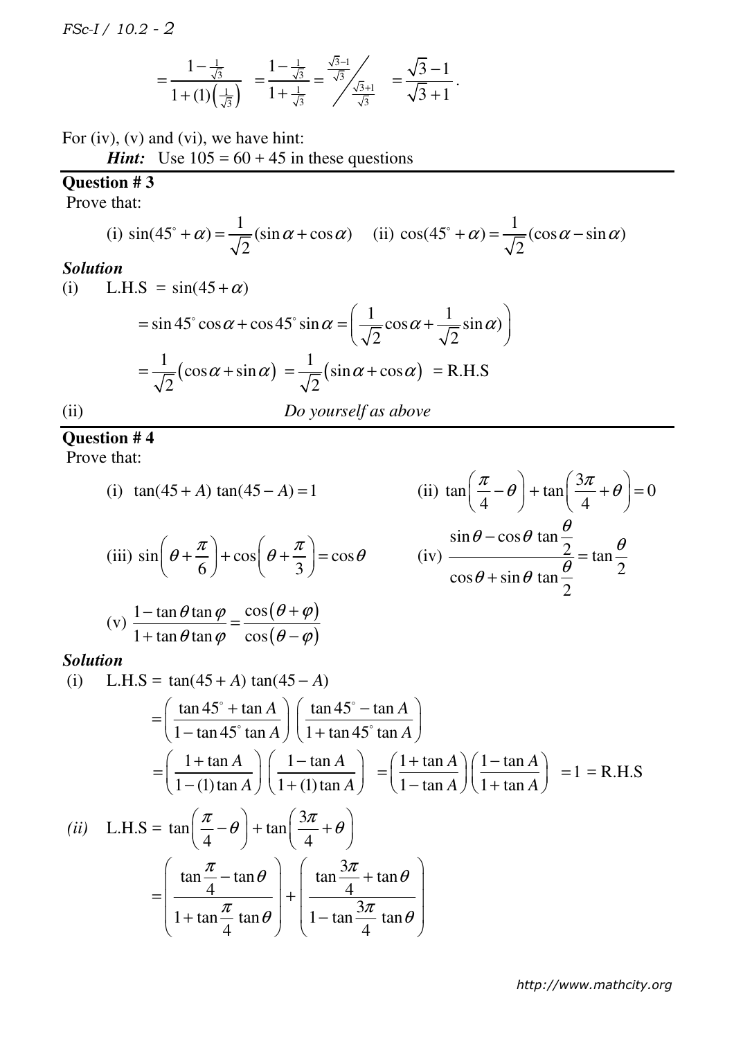$$= \frac{1-\frac{1}{\sqrt{3}}}{1+(1)\left(\frac{1}{\sqrt{3}}\right)} = \frac{1-\frac{1}{\sqrt{3}}}{1+\frac{1}{\sqrt{3}}} = \frac{\frac{\sqrt{3}-1}{\sqrt{3}}}{\frac{\sqrt{3}+1}{\sqrt{3}}} = \frac{\sqrt{3}-1}{\sqrt{3}+1}.$$

For (iv), (v) and (vi), we have hint:

***Hint:*** Use $105 = 60 + 45$ in these questions

---

**Question # 3**

Prove that:

(i) $\sin(45^\circ + \alpha) = \frac{1}{\sqrt{2}}(\sin\alpha + \cos\alpha)$ (ii) $\cos(45^\circ + \alpha) = \frac{1}{\sqrt{2}}(\cos\alpha - \sin\alpha)$

***Solution***

(i) L.H.S $= \sin(45 + \alpha)$

$$= \sin 45^\circ \cos\alpha + \cos 45^\circ \sin\alpha = \left(\frac{1}{\sqrt{2}}\cos\alpha + \frac{1}{\sqrt{2}}\sin\alpha)\right)$$

$$= \frac{1}{\sqrt{2}}(\cos\alpha + \sin\alpha) = \frac{1}{\sqrt{2}}(\sin\alpha + \cos\alpha) = \text{R.H.S}$$

(ii) *Do yourself as above*

---

**Question # 4**

Prove that:

(i) $\tan(45 + A)\tan(45 - A) = 1$ (ii) $\tan\left(\frac{\pi}{4} - \theta\right) + \tan\left(\frac{3\pi}{4} + \theta\right) = 0$

(iii) $\sin\left(\theta + \frac{\pi}{6}\right) + \cos\left(\theta + \frac{\pi}{3}\right) = \cos\theta$ (iv) $\dfrac{\sin\theta - \cos\theta\tan\frac{\theta}{2}}{\cos\theta + \sin\theta\tan\frac{\theta}{2}} = \tan\frac{\theta}{2}$

(v) $\dfrac{1 - \tan\theta\tan\varphi}{1 + \tan\theta\tan\varphi} = \dfrac{\cos(\theta + \varphi)}{\cos(\theta - \varphi)}$

***Solution***

(i) L.H.S $= \tan(45 + A)\tan(45 - A)$

$$= \left(\frac{\tan 45^\circ + \tan A}{1 - \tan 45^\circ \tan A}\right)\left(\frac{\tan 45^\circ - \tan A}{1 + \tan 45^\circ \tan A}\right)$$

$$= \left(\frac{1 + \tan A}{1 - (1)\tan A}\right)\left(\frac{1 - \tan A}{1 + (1)\tan A}\right) = \left(\frac{1 + \tan A}{1 - \tan A}\right)\left(\frac{1 - \tan A}{1 + \tan A}\right) = 1 = \text{R.H.S}$$

*(ii)* L.H.S $= \tan\left(\frac{\pi}{4} - \theta\right) + \tan\left(\frac{3\pi}{4} + \theta\right)$

$$= \left(\frac{\tan\frac{\pi}{4} - \tan\theta}{1 + \tan\frac{\pi}{4}\tan\theta}\right) + \left(\frac{\tan\frac{3\pi}{4} + \tan\theta}{1 - \tan\frac{3\pi}{4}\tan\theta}\right)$$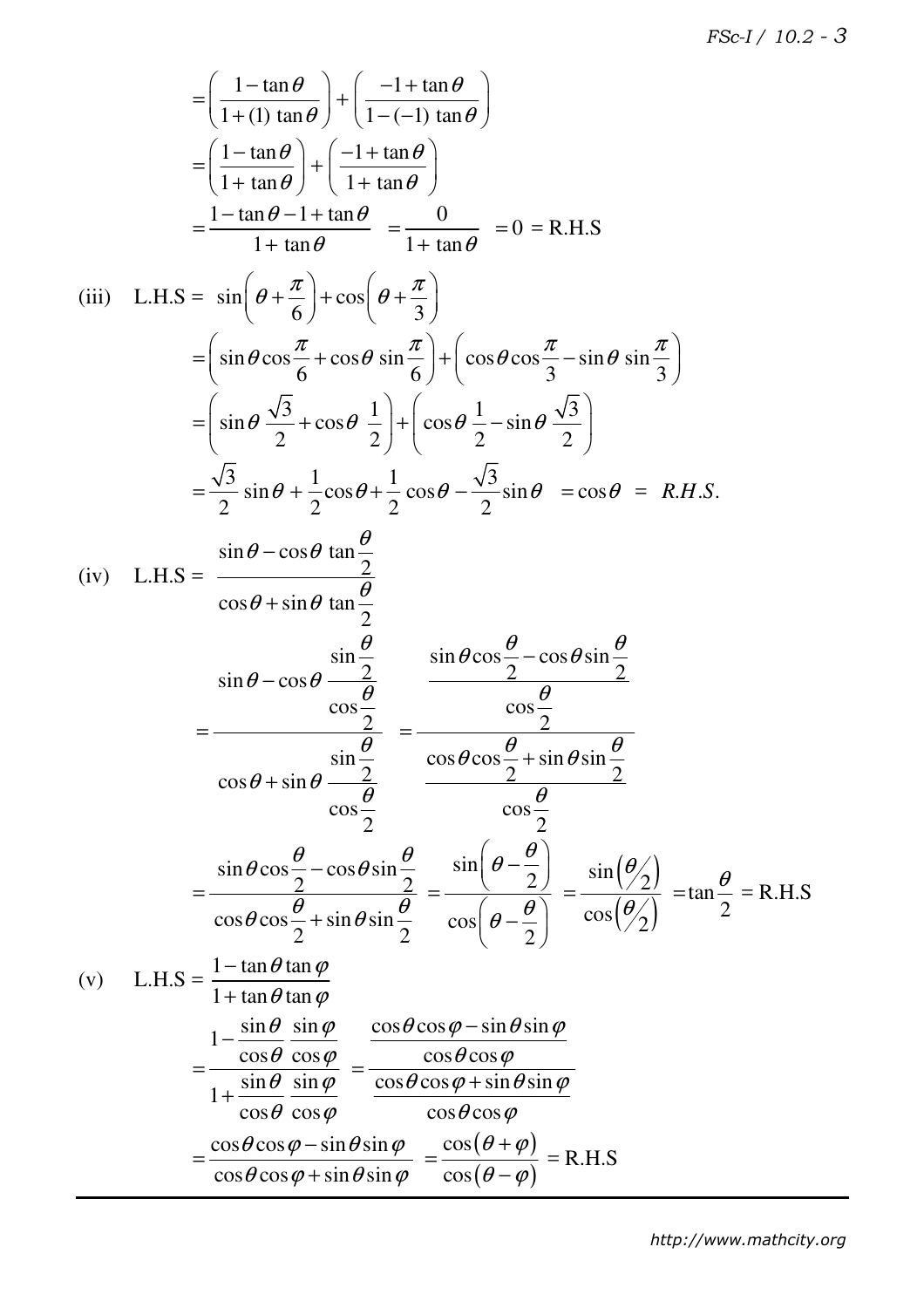$$= \left(\frac{1-\tan\theta}{1+(1)\tan\theta}\right) + \left(\frac{-1+\tan\theta}{1-(-1)\tan\theta}\right)$$

$$= \left(\frac{1-\tan\theta}{1+\tan\theta}\right) + \left(\frac{-1+\tan\theta}{1+\tan\theta}\right)$$

$$= \frac{1-\tan\theta-1+\tan\theta}{1+\tan\theta} = \frac{0}{1+\tan\theta} = 0 = \text{R.H.S}$$

(iii) $\text{L.H.S} = \sin\left(\theta+\frac{\pi}{6}\right) + \cos\left(\theta+\frac{\pi}{3}\right)$

$$= \left(\sin\theta\cos\frac{\pi}{6} + \cos\theta\sin\frac{\pi}{6}\right) + \left(\cos\theta\cos\frac{\pi}{3} - \sin\theta\sin\frac{\pi}{3}\right)$$

$$= \left(\sin\theta\,\frac{\sqrt{3}}{2} + \cos\theta\,\frac{1}{2}\right) + \left(\cos\theta\,\frac{1}{2} - \sin\theta\,\frac{\sqrt{3}}{2}\right)$$

$$= \frac{\sqrt{3}}{2}\sin\theta + \frac{1}{2}\cos\theta + \frac{1}{2}\cos\theta - \frac{\sqrt{3}}{2}\sin\theta = \cos\theta = R.H.S.$$

(iv) $\text{L.H.S} = \dfrac{\sin\theta - \cos\theta\tan\frac{\theta}{2}}{\cos\theta + \sin\theta\tan\frac{\theta}{2}}$

$$= \frac{\sin\theta - \cos\theta\,\dfrac{\sin\frac{\theta}{2}}{\cos\frac{\theta}{2}}}{\cos\theta + \sin\theta\,\dfrac{\sin\frac{\theta}{2}}{\cos\frac{\theta}{2}}} = \frac{\dfrac{\sin\theta\cos\frac{\theta}{2} - \cos\theta\sin\frac{\theta}{2}}{\cos\frac{\theta}{2}}}{\dfrac{\cos\theta\cos\frac{\theta}{2} + \sin\theta\sin\frac{\theta}{2}}{\cos\frac{\theta}{2}}}$$

$$= \frac{\sin\theta\cos\frac{\theta}{2} - \cos\theta\sin\frac{\theta}{2}}{\cos\theta\cos\frac{\theta}{2} + \sin\theta\sin\frac{\theta}{2}} = \frac{\sin\left(\theta-\frac{\theta}{2}\right)}{\cos\left(\theta-\frac{\theta}{2}\right)} = \frac{\sin\left(\theta/2\right)}{\cos\left(\theta/2\right)} = \tan\frac{\theta}{2} = \text{R.H.S}$$

(v) $\text{L.H.S} = \dfrac{1-\tan\theta\tan\varphi}{1+\tan\theta\tan\varphi}$

$$= \frac{1-\dfrac{\sin\theta}{\cos\theta}\,\dfrac{\sin\varphi}{\cos\varphi}}{1+\dfrac{\sin\theta}{\cos\theta}\,\dfrac{\sin\varphi}{\cos\varphi}} = \frac{\dfrac{\cos\theta\cos\varphi - \sin\theta\sin\varphi}{\cos\theta\cos\varphi}}{\dfrac{\cos\theta\cos\varphi + \sin\theta\sin\varphi}{\cos\theta\cos\varphi}}$$

$$= \frac{\cos\theta\cos\varphi - \sin\theta\sin\varphi}{\cos\theta\cos\varphi + \sin\theta\sin\varphi} = \frac{\cos(\theta+\varphi)}{\cos(\theta-\varphi)} = \text{R.H.S}$$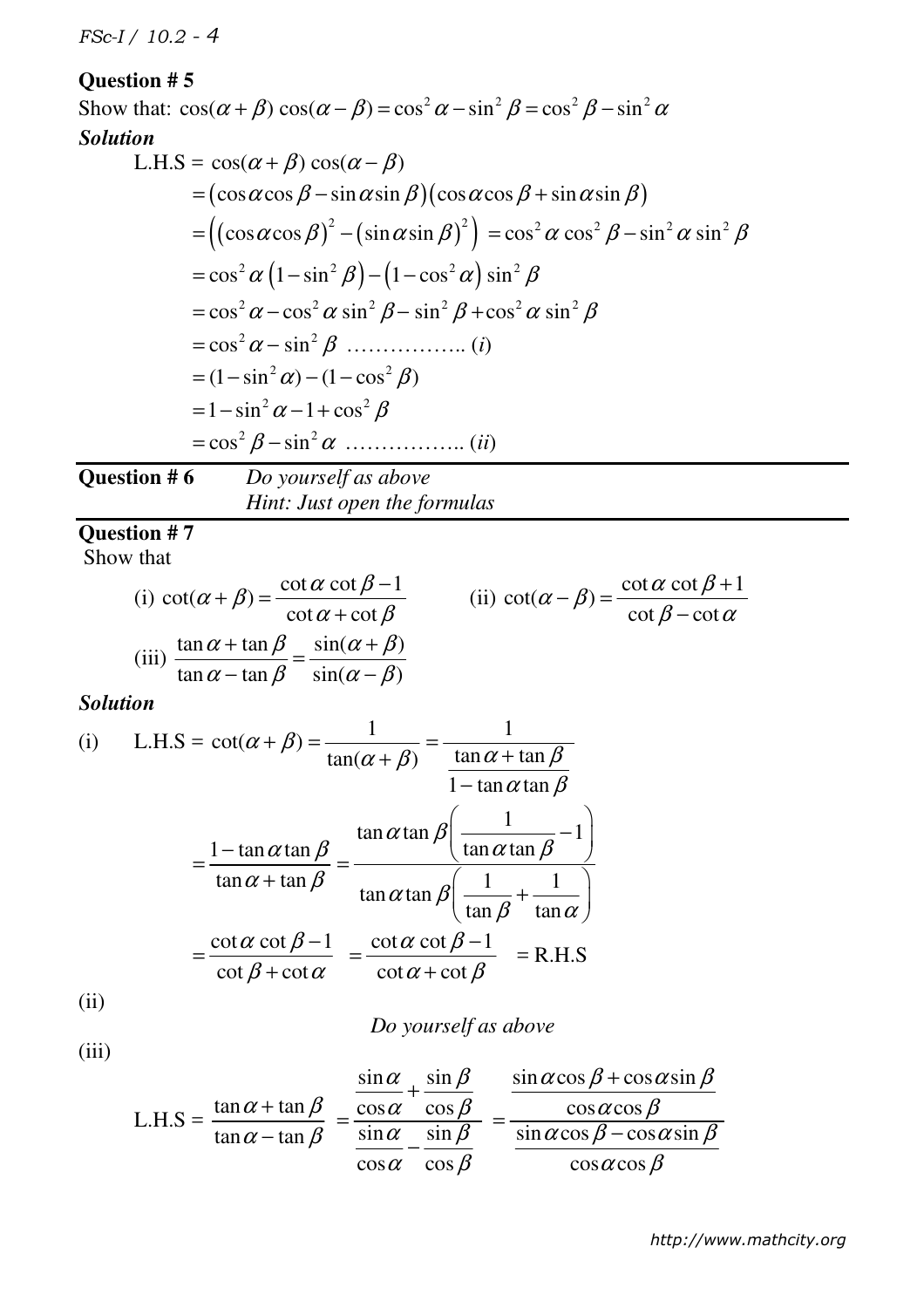**Question # 5**

Show that: $\cos(\alpha+\beta)\cos(\alpha-\beta) = \cos^2\alpha - \sin^2\beta = \cos^2\beta - \sin^2\alpha$

***Solution***

$$\text{L.H.S} = \cos(\alpha+\beta)\cos(\alpha-\beta)$$

$$= (\cos\alpha\cos\beta - \sin\alpha\sin\beta)(\cos\alpha\cos\beta + \sin\alpha\sin\beta)$$

$$= \left((\cos\alpha\cos\beta)^2 - (\sin\alpha\sin\beta)^2\right) = \cos^2\alpha\cos^2\beta - \sin^2\alpha\sin^2\beta$$

$$= \cos^2\alpha\left(1-\sin^2\beta\right) - \left(1-\cos^2\alpha\right)\sin^2\beta$$

$$= \cos^2\alpha - \cos^2\alpha\sin^2\beta - \sin^2\beta + \cos^2\alpha\sin^2\beta$$

$$= \cos^2\alpha - \sin^2\beta \text{ …………….. } (i)$$

$$= (1-\sin^2\alpha) - (1-\cos^2\beta)$$

$$= 1 - \sin^2\alpha - 1 + \cos^2\beta$$

$$= \cos^2\beta - \sin^2\alpha \text{ …………….. } (ii)$$

---

**Question # 6** *Do yourself as above*
*Hint: Just open the formulas*

---

**Question # 7**

Show that

(i) $\cot(\alpha+\beta) = \dfrac{\cot\alpha\cot\beta - 1}{\cot\alpha + \cot\beta}$ (ii) $\cot(\alpha-\beta) = \dfrac{\cot\alpha\cot\beta + 1}{\cot\beta - \cot\alpha}$

(iii) $\dfrac{\tan\alpha + \tan\beta}{\tan\alpha - \tan\beta} = \dfrac{\sin(\alpha+\beta)}{\sin(\alpha-\beta)}$

***Solution***

(i) $$\text{L.H.S} = \cot(\alpha+\beta) = \frac{1}{\tan(\alpha+\beta)} = \frac{1}{\dfrac{\tan\alpha+\tan\beta}{1-\tan\alpha\tan\beta}}$$

$$= \frac{1-\tan\alpha\tan\beta}{\tan\alpha+\tan\beta} = \frac{\tan\alpha\tan\beta\left(\dfrac{1}{\tan\alpha\tan\beta} - 1\right)}{\tan\alpha\tan\beta\left(\dfrac{1}{\tan\beta} + \dfrac{1}{\tan\alpha}\right)}$$

$$= \frac{\cot\alpha\cot\beta - 1}{\cot\beta + \cot\alpha} = \frac{\cot\alpha\cot\beta - 1}{\cot\alpha + \cot\beta} = \text{R.H.S}$$

(ii)

*Do yourself as above*

(iii)

$$\text{L.H.S} = \frac{\tan\alpha+\tan\beta}{\tan\alpha-\tan\beta} = \frac{\dfrac{\sin\alpha}{\cos\alpha} + \dfrac{\sin\beta}{\cos\beta}}{\dfrac{\sin\alpha}{\cos\alpha} - \dfrac{\sin\beta}{\cos\beta}} = \frac{\dfrac{\sin\alpha\cos\beta + \cos\alpha\sin\beta}{\cos\alpha\cos\beta}}{\dfrac{\sin\alpha\cos\beta - \cos\alpha\sin\beta}{\cos\alpha\cos\beta}}$$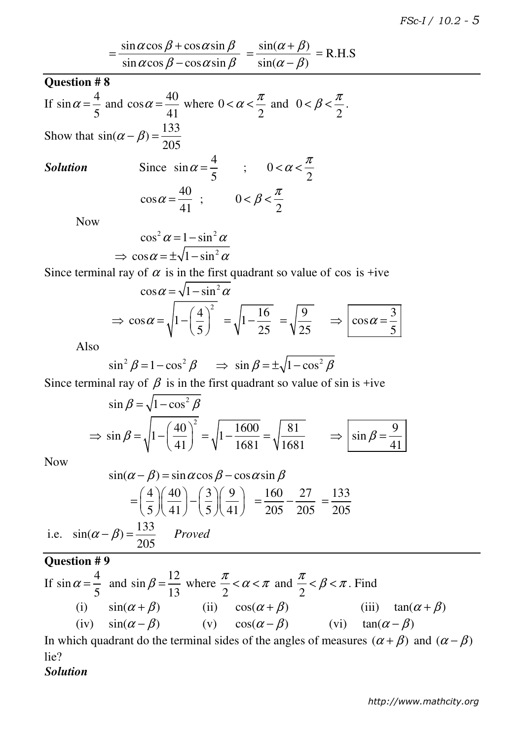$$= \frac{\sin\alpha\cos\beta + \cos\alpha\sin\beta}{\sin\alpha\cos\beta - \cos\alpha\sin\beta} = \frac{\sin(\alpha+\beta)}{\sin(\alpha-\beta)} = \text{R.H.S}$$

---

**Question # 8**

If $\sin\alpha = \dfrac{4}{5}$ and $\cos\alpha = \dfrac{40}{41}$ where $0 < \alpha < \dfrac{\pi}{2}$ and $0 < \beta < \dfrac{\pi}{2}$.

Show that $\sin(\alpha - \beta) = \dfrac{133}{205}$

***Solution*** Since $\sin\alpha = \dfrac{4}{5}$ ; $0 < \alpha < \dfrac{\pi}{2}$

$\cos\alpha = \dfrac{40}{41}$ ; $0 < \beta < \dfrac{\pi}{2}$

Now

$$\cos^2\alpha = 1 - \sin^2\alpha$$

$$\Rightarrow \cos\alpha = \pm\sqrt{1-\sin^2\alpha}$$

Since terminal ray of $\alpha$ is in the first quadrant so value of cos is +ive

$$\cos\alpha = \sqrt{1-\sin^2\alpha}$$

$$\Rightarrow \cos\alpha = \sqrt{1-\left(\frac{4}{5}\right)^2} = \sqrt{1-\frac{16}{25}} = \sqrt{\frac{9}{25}} \quad \Rightarrow \boxed{\cos\alpha = \frac{3}{5}}$$

Also

$$\sin^2\beta = 1 - \cos^2\beta \quad \Rightarrow \sin\beta = \pm\sqrt{1-\cos^2\beta}$$

Since terminal ray of $\beta$ is in the first quadrant so value of sin is +ive

$$\sin\beta = \sqrt{1-\cos^2\beta}$$

$$\Rightarrow \sin\beta = \sqrt{1-\left(\frac{40}{41}\right)^2} = \sqrt{1-\frac{1600}{1681}} = \sqrt{\frac{81}{1681}} \quad \Rightarrow \boxed{\sin\beta = \frac{9}{41}}$$

Now

$$\sin(\alpha-\beta) = \sin\alpha\cos\beta - \cos\alpha\sin\beta$$

$$= \left(\frac{4}{5}\right)\left(\frac{40}{41}\right) - \left(\frac{3}{5}\right)\left(\frac{9}{41}\right) = \frac{160}{205} - \frac{27}{205} = \frac{133}{205}$$

i.e. $\sin(\alpha-\beta) = \dfrac{133}{205}$ *Proved*

---

**Question # 9**

If $\sin\alpha = \dfrac{4}{5}$ and $\sin\beta = \dfrac{12}{13}$ where $\dfrac{\pi}{2} < \alpha < \pi$ and $\dfrac{\pi}{2} < \beta < \pi$. Find

(i) $\sin(\alpha+\beta)$ (ii) $\cos(\alpha+\beta)$ (iii) $\tan(\alpha+\beta)$

(iv) $\sin(\alpha-\beta)$ (v) $\cos(\alpha-\beta)$ (vi) $\tan(\alpha-\beta)$

In which quadrant do the terminal sides of the angles of measures $(\alpha+\beta)$ and $(\alpha-\beta)$ lie?

***Solution***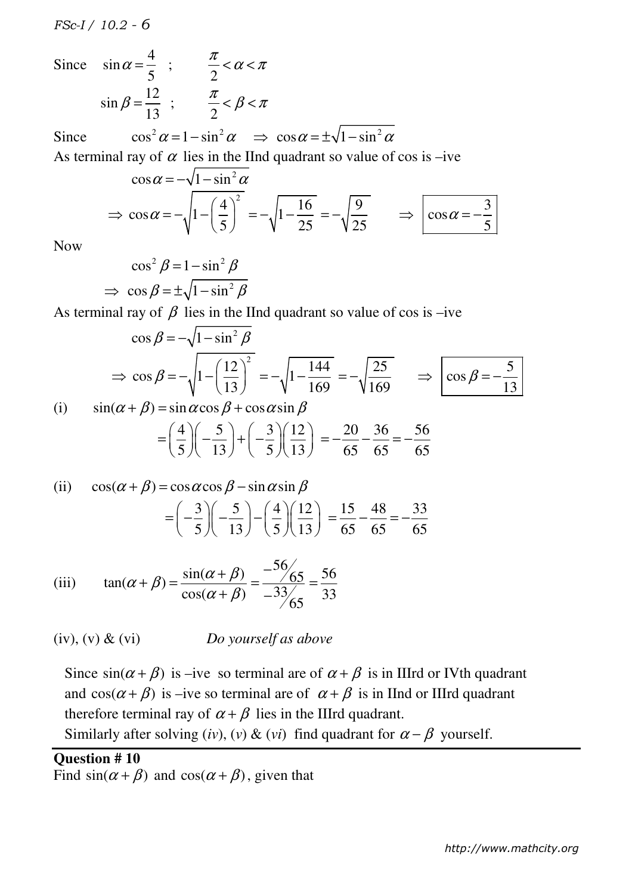Since $\sin\alpha = \dfrac{4}{5}$ ; $\dfrac{\pi}{2} < \alpha < \pi$

$\sin\beta = \dfrac{12}{13}$ ; $\dfrac{\pi}{2} < \beta < \pi$

Since $\cos^2\alpha = 1 - \sin^2\alpha \quad \Rightarrow \quad \cos\alpha = \pm\sqrt{1-\sin^2\alpha}$

As terminal ray of $\alpha$ lies in the IInd quadrant so value of cos is –ive

$$\cos\alpha = -\sqrt{1-\sin^2\alpha}$$

$$\Rightarrow \cos\alpha = -\sqrt{1-\left(\frac{4}{5}\right)^2} = -\sqrt{1-\frac{16}{25}} = -\sqrt{\frac{9}{25}} \quad \Rightarrow \boxed{\cos\alpha = -\frac{3}{5}}$$

Now

$$\cos^2\beta = 1 - \sin^2\beta$$

$$\Rightarrow \cos\beta = \pm\sqrt{1-\sin^2\beta}$$

As terminal ray of $\beta$ lies in the IInd quadrant so value of cos is –ive

$$\cos\beta = -\sqrt{1-\sin^2\beta}$$

$$\Rightarrow \cos\beta = -\sqrt{1-\left(\frac{12}{13}\right)^2} = -\sqrt{1-\frac{144}{169}} = -\sqrt{\frac{25}{169}} \quad \Rightarrow \boxed{\cos\beta = -\frac{5}{13}}$$

(i) $\sin(\alpha+\beta) = \sin\alpha\cos\beta + \cos\alpha\sin\beta$

$$= \left(\frac{4}{5}\right)\left(-\frac{5}{13}\right) + \left(-\frac{3}{5}\right)\left(\frac{12}{13}\right) = -\frac{20}{65} - \frac{36}{65} = -\frac{56}{65}$$

(ii) $\cos(\alpha+\beta) = \cos\alpha\cos\beta - \sin\alpha\sin\beta$

$$= \left(-\frac{3}{5}\right)\left(-\frac{5}{13}\right) - \left(\frac{4}{5}\right)\left(\frac{12}{13}\right) = \frac{15}{65} - \frac{48}{65} = -\frac{33}{65}$$

(iii) $$\tan(\alpha+\beta) = \frac{\sin(\alpha+\beta)}{\cos(\alpha+\beta)} = \frac{-56/65}{-33/65} = \frac{56}{33}$$

(iv), (v) & (vi) *Do yourself as above*

Since $\sin(\alpha+\beta)$ is –ive so terminal are of $\alpha+\beta$ is in IIIrd or IVth quadrant and $\cos(\alpha+\beta)$ is –ive so terminal are of $\alpha+\beta$ is in IInd or IIIrd quadrant therefore terminal ray of $\alpha+\beta$ lies in the IIIrd quadrant.

Similarly after solving (*iv*), (*v*) & (*vi*) find quadrant for $\alpha-\beta$ yourself.

---

**Question # 10**

Find $\sin(\alpha+\beta)$ and $\cos(\alpha+\beta)$, given that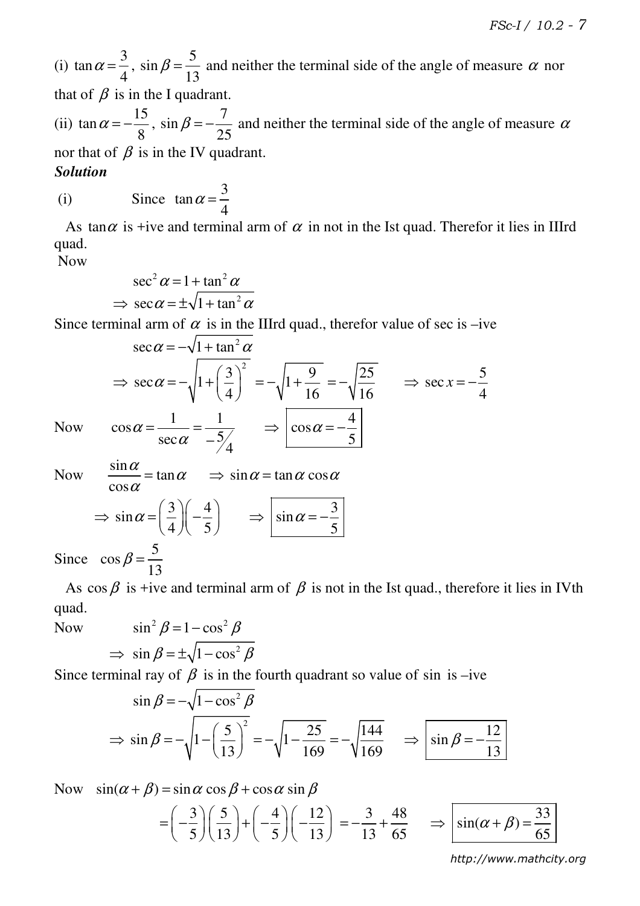(i) $\tan\alpha = \dfrac{3}{4}$, $\sin\beta = \dfrac{5}{13}$ and neither the terminal side of the angle of measure $\alpha$ nor that of $\beta$ is in the I quadrant.

(ii) $\tan\alpha = -\dfrac{15}{8}$, $\sin\beta = -\dfrac{7}{25}$ and neither the terminal side of the angle of measure $\alpha$ nor that of $\beta$ is in the IV quadrant.

***Solution***

(i) Since $\tan\alpha = \dfrac{3}{4}$

As $\tan\alpha$ is +ive and terminal arm of $\alpha$ in not in the Ist quad. Therefor it lies in IIIrd quad.

Now

$$\sec^2\alpha = 1 + \tan^2\alpha$$

$$\Rightarrow \sec\alpha = \pm\sqrt{1+\tan^2\alpha}$$

Since terminal arm of $\alpha$ is in the IIIrd quad., therefor value of sec is –ive

$$\sec\alpha = -\sqrt{1+\tan^2\alpha}$$

$$\Rightarrow \sec\alpha = -\sqrt{1+\left(\frac{3}{4}\right)^2} = -\sqrt{1+\frac{9}{16}} = -\sqrt{\frac{25}{16}} \qquad \Rightarrow \sec x = -\frac{5}{4}$$

Now $\cos\alpha = \dfrac{1}{\sec\alpha} = \dfrac{1}{-5/4} \qquad \Rightarrow \boxed{\cos\alpha = -\dfrac{4}{5}}$

Now $\dfrac{\sin\alpha}{\cos\alpha} = \tan\alpha \qquad \Rightarrow \sin\alpha = \tan\alpha\cos\alpha$

$$\Rightarrow \sin\alpha = \left(\frac{3}{4}\right)\left(-\frac{4}{5}\right) \qquad \Rightarrow \boxed{\sin\alpha = -\frac{3}{5}}$$

Since $\cos\beta = \dfrac{5}{13}$

As $\cos\beta$ is +ive and terminal arm of $\beta$ is not in the Ist quad., therefore it lies in IVth quad.

Now $\sin^2\beta = 1 - \cos^2\beta$

$$\Rightarrow \sin\beta = \pm\sqrt{1-\cos^2\beta}$$

Since terminal ray of $\beta$ is in the fourth quadrant so value of sin is –ive

$$\sin\beta = -\sqrt{1-\cos^2\beta}$$

$$\Rightarrow \sin\beta = -\sqrt{1-\left(\frac{5}{13}\right)^2} = -\sqrt{1-\frac{25}{169}} = -\sqrt{\frac{144}{169}} \qquad \Rightarrow \boxed{\sin\beta = -\frac{12}{13}}$$

Now $\sin(\alpha+\beta) = \sin\alpha\cos\beta + \cos\alpha\sin\beta$

$$= \left(-\frac{3}{5}\right)\left(\frac{5}{13}\right) + \left(-\frac{4}{5}\right)\left(-\frac{12}{13}\right) = -\frac{3}{13} + \frac{48}{65} \qquad \Rightarrow \boxed{\sin(\alpha+\beta) = \frac{33}{65}}$$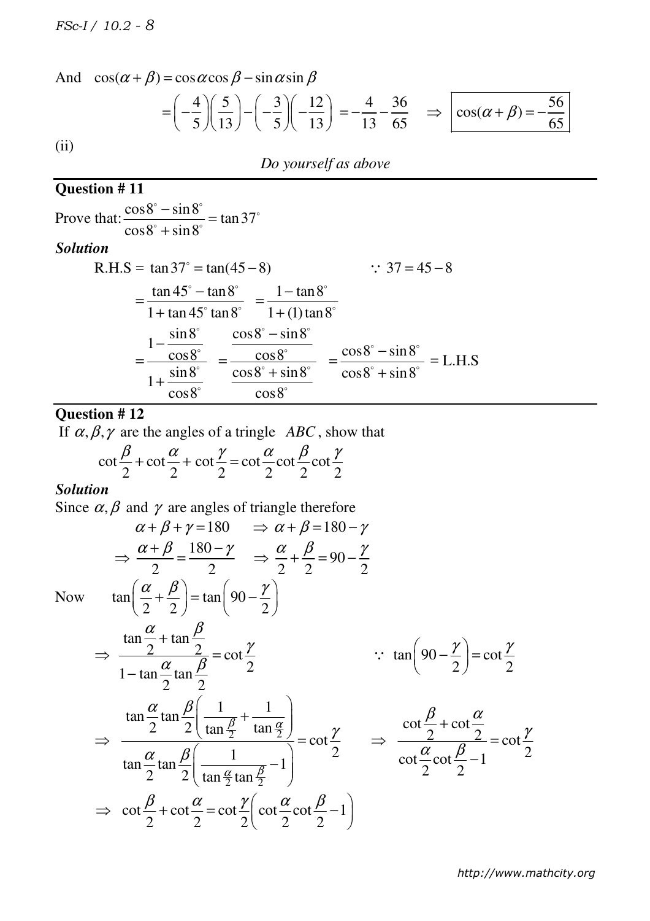And $\cos(\alpha+\beta) = \cos\alpha\cos\beta - \sin\alpha\sin\beta$

$$= \left(-\frac{4}{5}\right)\left(\frac{5}{13}\right) - \left(-\frac{3}{5}\right)\left(-\frac{12}{13}\right) = -\frac{4}{13} - \frac{36}{65} \quad \Rightarrow \quad \boxed{\cos(\alpha+\beta) = -\frac{56}{65}}$$

(ii)

*Do yourself as above*

---

**Question # 11**

Prove that: $\dfrac{\cos 8^\circ - \sin 8^\circ}{\cos 8^\circ + \sin 8^\circ} = \tan 37^\circ$

***Solution***

$$\text{R.H.S} = \tan 37^\circ = \tan(45-8) \qquad \because 37 = 45 - 8$$

$$= \frac{\tan 45^\circ - \tan 8^\circ}{1 + \tan 45^\circ \tan 8^\circ} = \frac{1 - \tan 8^\circ}{1 + (1)\tan 8^\circ}$$

$$= \frac{1 - \dfrac{\sin 8^\circ}{\cos 8^\circ}}{1 + \dfrac{\sin 8^\circ}{\cos 8^\circ}} = \frac{\dfrac{\cos 8^\circ - \sin 8^\circ}{\cos 8^\circ}}{\dfrac{\cos 8^\circ + \sin 8^\circ}{\cos 8^\circ}} = \frac{\cos 8^\circ - \sin 8^\circ}{\cos 8^\circ + \sin 8^\circ} = \text{L.H.S}$$

---

**Question # 12**

If $\alpha, \beta, \gamma$ are the angles of a tringle $ABC$, show that

$$\cot\frac{\beta}{2} + \cot\frac{\alpha}{2} + \cot\frac{\gamma}{2} = \cot\frac{\alpha}{2}\cot\frac{\beta}{2}\cot\frac{\gamma}{2}$$

***Solution***

Since $\alpha, \beta$ and $\gamma$ are angles of triangle therefore

$$\alpha + \beta + \gamma = 180 \quad \Rightarrow \alpha + \beta = 180 - \gamma$$

$$\Rightarrow \frac{\alpha+\beta}{2} = \frac{180-\gamma}{2} \quad \Rightarrow \frac{\alpha}{2} + \frac{\beta}{2} = 90 - \frac{\gamma}{2}$$

Now $\quad \tan\left(\dfrac{\alpha}{2} + \dfrac{\beta}{2}\right) = \tan\left(90 - \dfrac{\gamma}{2}\right)$

$$\Rightarrow \frac{\tan\frac{\alpha}{2} + \tan\frac{\beta}{2}}{1 - \tan\frac{\alpha}{2}\tan\frac{\beta}{2}} = \cot\frac{\gamma}{2} \qquad \because \tan\left(90 - \frac{\gamma}{2}\right) = \cot\frac{\gamma}{2}$$

$$\Rightarrow \frac{\tan\frac{\alpha}{2}\tan\frac{\beta}{2}\left(\frac{1}{\tan\frac{\beta}{2}} + \frac{1}{\tan\frac{\alpha}{2}}\right)}{\tan\frac{\alpha}{2}\tan\frac{\beta}{2}\left(\frac{1}{\tan\frac{\alpha}{2}\tan\frac{\beta}{2}} - 1\right)} = \cot\frac{\gamma}{2} \qquad \Rightarrow \frac{\cot\frac{\beta}{2} + \cot\frac{\alpha}{2}}{\cot\frac{\alpha}{2}\cot\frac{\beta}{2} - 1} = \cot\frac{\gamma}{2}$$

$$\Rightarrow \cot\frac{\beta}{2} + \cot\frac{\alpha}{2} = \cot\frac{\gamma}{2}\left(\cot\frac{\alpha}{2}\cot\frac{\beta}{2} - 1\right)$$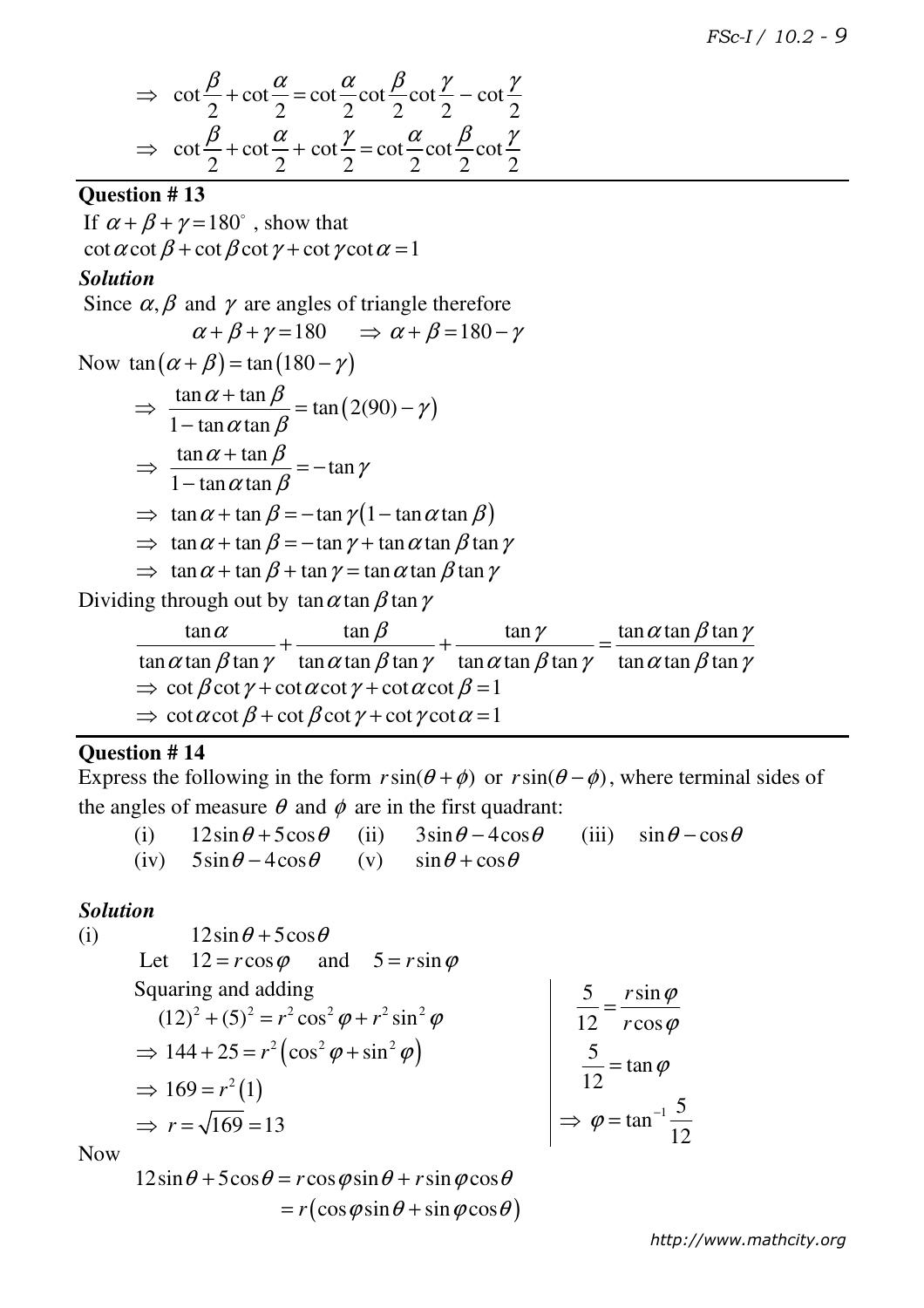$$\Rightarrow \cot\frac{\beta}{2}+\cot\frac{\alpha}{2}=\cot\frac{\alpha}{2}\cot\frac{\beta}{2}\cot\frac{\gamma}{2}-\cot\frac{\gamma}{2}$$

$$\Rightarrow \cot\frac{\beta}{2}+\cot\frac{\alpha}{2}+\cot\frac{\gamma}{2}=\cot\frac{\alpha}{2}\cot\frac{\beta}{2}\cot\frac{\gamma}{2}$$

---

**Question # 13**

If $\alpha+\beta+\gamma=180^\circ$ , show that

$\cot\alpha\cot\beta+\cot\beta\cot\gamma+\cot\gamma\cot\alpha=1$

***Solution***

Since $\alpha,\beta$ and $\gamma$ are angles of triangle therefore

$$\alpha+\beta+\gamma=180 \quad \Rightarrow \alpha+\beta=180-\gamma$$

Now $\tan(\alpha+\beta)=\tan(180-\gamma)$

$$\Rightarrow \frac{\tan\alpha+\tan\beta}{1-\tan\alpha\tan\beta}=\tan(2(90)-\gamma)$$

$$\Rightarrow \frac{\tan\alpha+\tan\beta}{1-\tan\alpha\tan\beta}=-\tan\gamma$$

$$\Rightarrow \tan\alpha+\tan\beta=-\tan\gamma(1-\tan\alpha\tan\beta)$$

$$\Rightarrow \tan\alpha+\tan\beta=-\tan\gamma+\tan\alpha\tan\beta\tan\gamma$$

$$\Rightarrow \tan\alpha+\tan\beta+\tan\gamma=\tan\alpha\tan\beta\tan\gamma$$

Dividing through out by $\tan\alpha\tan\beta\tan\gamma$

$$\frac{\tan\alpha}{\tan\alpha\tan\beta\tan\gamma}+\frac{\tan\beta}{\tan\alpha\tan\beta\tan\gamma}+\frac{\tan\gamma}{\tan\alpha\tan\beta\tan\gamma}=\frac{\tan\alpha\tan\beta\tan\gamma}{\tan\alpha\tan\beta\tan\gamma}$$

$$\Rightarrow \cot\beta\cot\gamma+\cot\alpha\cot\gamma+\cot\alpha\cot\beta=1$$

$$\Rightarrow \cot\alpha\cot\beta+\cot\beta\cot\gamma+\cot\gamma\cot\alpha=1$$

---

**Question # 14**

Express the following in the form $r\sin(\theta+\phi)$ or $r\sin(\theta-\phi)$, where terminal sides of the angles of measure $\theta$ and $\phi$ are in the first quadrant:

(i) $12\sin\theta+5\cos\theta$ (ii) $3\sin\theta-4\cos\theta$ (iii) $\sin\theta-\cos\theta$

(iv) $5\sin\theta-4\cos\theta$ (v) $\sin\theta+\cos\theta$

***Solution***

(i) $12\sin\theta+5\cos\theta$

Let $12=r\cos\varphi$ and $5=r\sin\varphi$

Squaring and adding

$$(12)^2+(5)^2=r^2\cos^2\varphi+r^2\sin^2\varphi$$

$$\Rightarrow 144+25=r^2\left(\cos^2\varphi+\sin^2\varphi\right)$$

$$\Rightarrow 169=r^2(1)$$

$$\Rightarrow r=\sqrt{169}=13$$

$$\frac{5}{12}=\frac{r\sin\varphi}{r\cos\varphi}$$

$$\frac{5}{12}=\tan\varphi$$

$$\Rightarrow \varphi=\tan^{-1}\frac{5}{12}$$

Now

$$12\sin\theta+5\cos\theta=r\cos\varphi\sin\theta+r\sin\varphi\cos\theta$$

$$=r\left(\cos\varphi\sin\theta+\sin\varphi\cos\theta\right)$$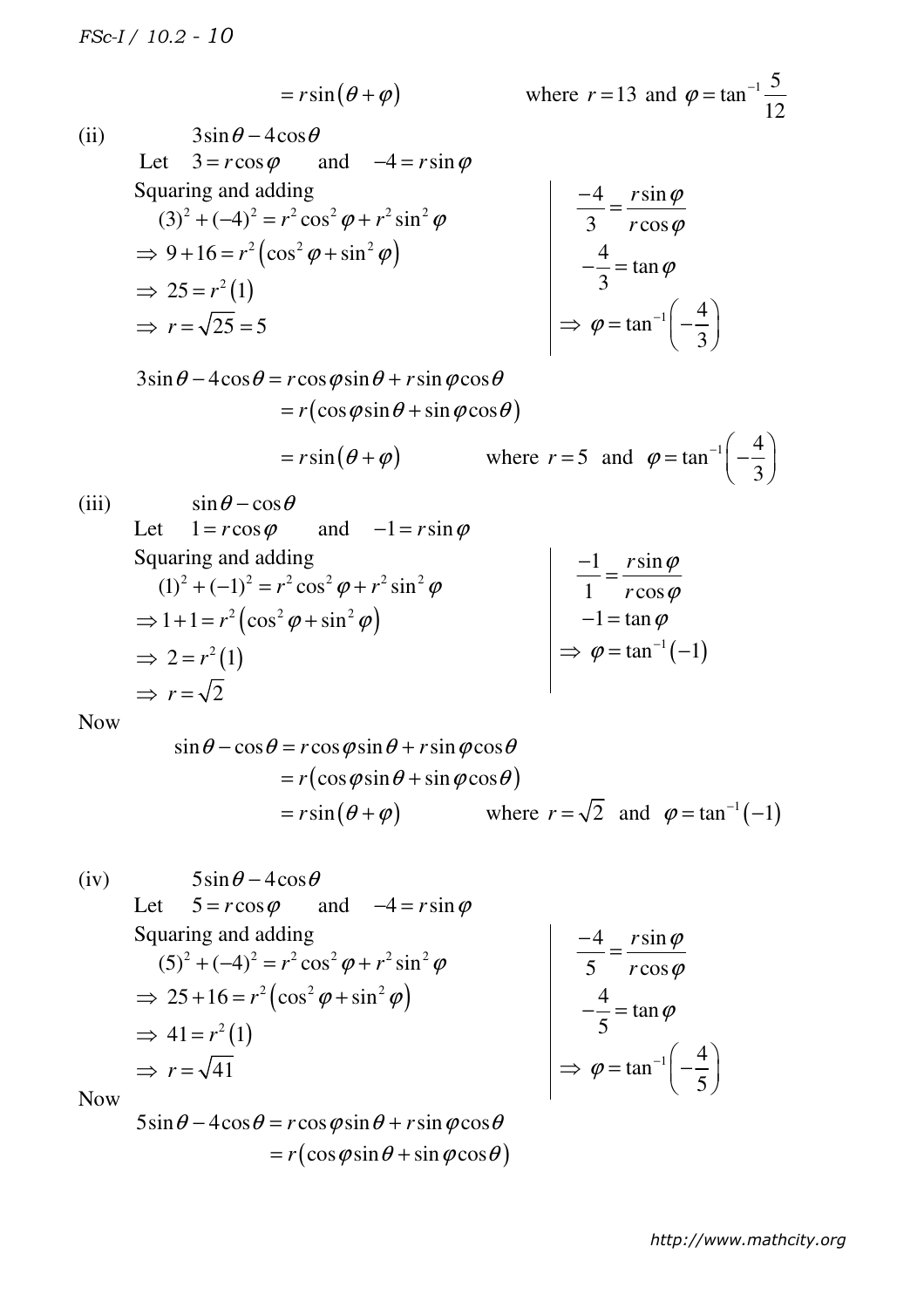$$= r\sin(\theta + \varphi) \qquad \text{where } r = 13 \text{ and } \varphi = \tan^{-1}\frac{5}{12}$$

(ii) $3\sin\theta - 4\cos\theta$

Let $3 = r\cos\varphi$ and $-4 = r\sin\varphi$

Squaring and adding

$$(3)^2 + (-4)^2 = r^2\cos^2\varphi + r^2\sin^2\varphi$$

$$\Rightarrow 9 + 16 = r^2\left(\cos^2\varphi + \sin^2\varphi\right)$$

$$\Rightarrow 25 = r^2(1)$$

$$\Rightarrow r = \sqrt{25} = 5$$

$$\frac{-4}{3} = \frac{r\sin\varphi}{r\cos\varphi}$$

$$-\frac{4}{3} = \tan\varphi$$

$$\Rightarrow \varphi = \tan^{-1}\left(-\frac{4}{3}\right)$$

$$3\sin\theta - 4\cos\theta = r\cos\varphi\sin\theta + r\sin\varphi\cos\theta$$

$$= r\left(\cos\varphi\sin\theta + \sin\varphi\cos\theta\right)$$

$$= r\sin(\theta + \varphi) \qquad \text{where } r = 5 \text{ and } \varphi = \tan^{-1}\left(-\frac{4}{3}\right)$$

(iii) $\sin\theta - \cos\theta$

Let $1 = r\cos\varphi$ and $-1 = r\sin\varphi$

Squaring and adding

$$(1)^2 + (-1)^2 = r^2\cos^2\varphi + r^2\sin^2\varphi$$

$$\Rightarrow 1 + 1 = r^2\left(\cos^2\varphi + \sin^2\varphi\right)$$

$$\Rightarrow 2 = r^2(1)$$

$$\Rightarrow r = \sqrt{2}$$

$$\frac{-1}{1} = \frac{r\sin\varphi}{r\cos\varphi}$$

$$-1 = \tan\varphi$$

$$\Rightarrow \varphi = \tan^{-1}(-1)$$

Now

$$\sin\theta - \cos\theta = r\cos\varphi\sin\theta + r\sin\varphi\cos\theta$$

$$= r\left(\cos\varphi\sin\theta + \sin\varphi\cos\theta\right)$$

$$= r\sin(\theta + \varphi) \qquad \text{where } r = \sqrt{2} \text{ and } \varphi = \tan^{-1}(-1)$$

(iv) $5\sin\theta - 4\cos\theta$

Let $5 = r\cos\varphi$ and $-4 = r\sin\varphi$

Squaring and adding

$$(5)^2 + (-4)^2 = r^2\cos^2\varphi + r^2\sin^2\varphi$$

$$\Rightarrow 25 + 16 = r^2\left(\cos^2\varphi + \sin^2\varphi\right)$$

$$\Rightarrow 41 = r^2(1)$$

$$\Rightarrow r = \sqrt{41}$$

$$\frac{-4}{5} = \frac{r\sin\varphi}{r\cos\varphi}$$

$$-\frac{4}{5} = \tan\varphi$$

$$\Rightarrow \varphi = \tan^{-1}\left(-\frac{4}{5}\right)$$

Now

$$5\sin\theta - 4\cos\theta = r\cos\varphi\sin\theta + r\sin\varphi\cos\theta$$

$$= r\left(\cos\varphi\sin\theta + \sin\varphi\cos\theta\right)$$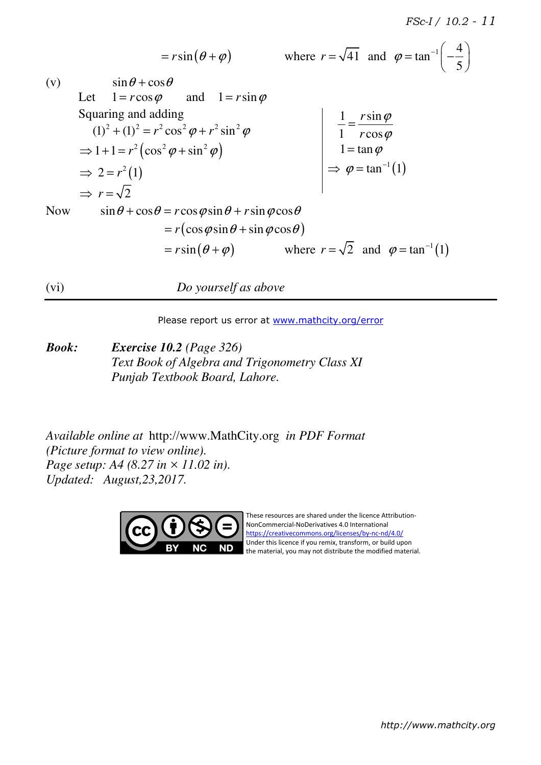$$= r\sin(\theta+\varphi) \qquad \text{where } r=\sqrt{41} \text{ and } \varphi=\tan^{-1}\left(-\frac{4}{5}\right)$$

(v) $\sin\theta+\cos\theta$

Let $1 = r\cos\varphi$ and $1 = r\sin\varphi$

Squaring and adding

$$(1)^2+(1)^2 = r^2\cos^2\varphi + r^2\sin^2\varphi$$

$$\Rightarrow 1+1 = r^2\left(\cos^2\varphi+\sin^2\varphi\right)$$

$$\Rightarrow 2 = r^2(1)$$

$$\Rightarrow r=\sqrt{2}$$

$$\frac{1}{1}=\frac{r\sin\varphi}{r\cos\varphi}$$

$$1=\tan\varphi$$

$$\Rightarrow \varphi=\tan^{-1}(1)$$

Now $\sin\theta+\cos\theta = r\cos\varphi\sin\theta + r\sin\varphi\cos\theta$

$$= r\left(\cos\varphi\sin\theta+\sin\varphi\cos\theta\right)$$

$$= r\sin(\theta+\varphi) \qquad \text{where } r=\sqrt{2} \text{ and } \varphi=\tan^{-1}(1)$$

(vi) *Do yourself as above*

---

Please report us error at www.mathcity.org/error

***Book:*** ***Exercise 10.2*** *(Page 326)*
*Text Book of Algebra and Trigonometry Class XI*
*Punjab Textbook Board, Lahore.*

*Available online at* http://www.MathCity.org *in PDF Format*
*(Picture format to view online).*
*Page setup: A4 (8.27 in × 11.02 in).*
*Updated: August,23,2017.*

These resources are shared under the licence Attribution-NonCommercial-NoDerivatives 4.0 International https://creativecommons.org/licenses/by-nc-nd/4.0/
Under this licence if you remix, transform, or build upon the material, you may not distribute the modified material.